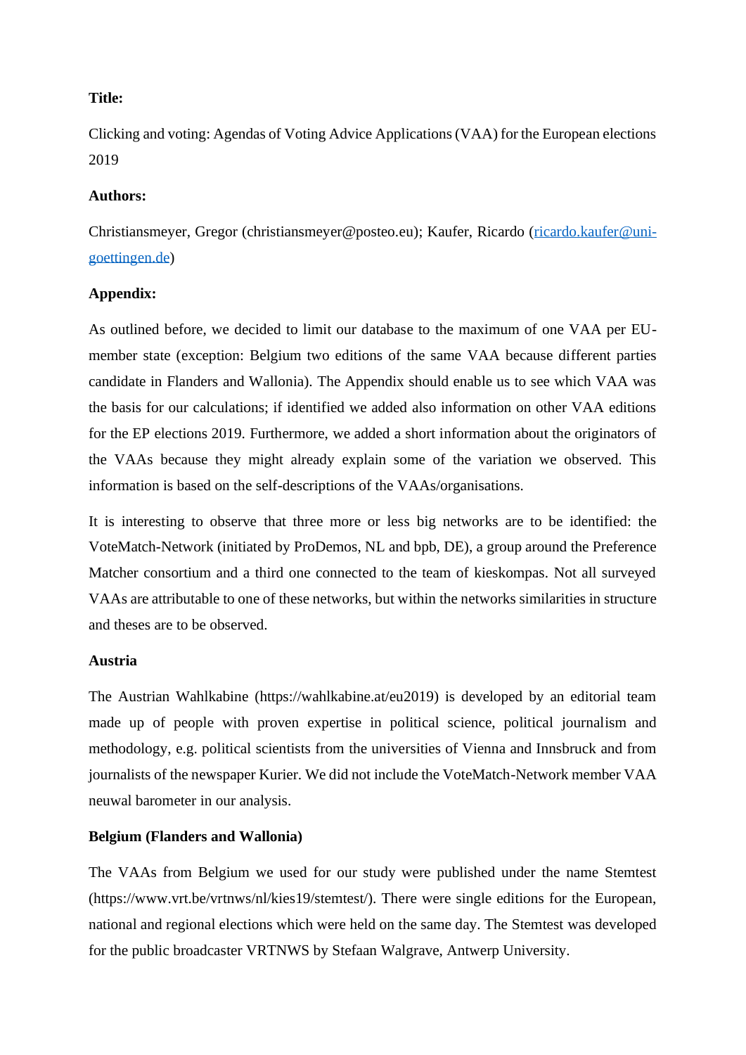**Title:**

Clicking and voting: Agendas of Voting Advice Applications (VAA) for the European elections 2019

**Authors:**

Christiansmeyer, Gregor (christiansmeyer@posteo.eu); Kaufer, Ricardo (ricardo.kaufer@uni-goettingen.de)

**Appendix:**

As outlined before, we decided to limit our database to the maximum of one VAA per EU-member state (exception: Belgium two editions of the same VAA because different parties candidate in Flanders and Wallonia). The Appendix should enable us to see which VAA was the basis for our calculations; if identified we added also information on other VAA editions for the EP elections 2019. Furthermore, we added a short information about the originators of the VAAs because they might already explain some of the variation we observed. This information is based on the self-descriptions of the VAAs/organisations.

It is interesting to observe that three more or less big networks are to be identified: the VoteMatch-Network (initiated by ProDemos, NL and bpb, DE), a group around the Preference Matcher consortium and a third one connected to the team of kieskompas. Not all surveyed VAAs are attributable to one of these networks, but within the networks similarities in structure and theses are to be observed.

**Austria**

The Austrian Wahlkabine (https://wahlkabine.at/eu2019) is developed by an editorial team made up of people with proven expertise in political science, political journalism and methodology, e.g. political scientists from the universities of Vienna and Innsbruck and from journalists of the newspaper Kurier. We did not include the VoteMatch-Network member VAA neuwal barometer in our analysis.

**Belgium (Flanders and Wallonia)**

The VAAs from Belgium we used for our study were published under the name Stemtest (https://www.vrt.be/vrtnws/nl/kies19/stemtest/). There were single editions for the European, national and regional elections which were held on the same day. The Stemtest was developed for the public broadcaster VRTNWS by Stefaan Walgrave, Antwerp University.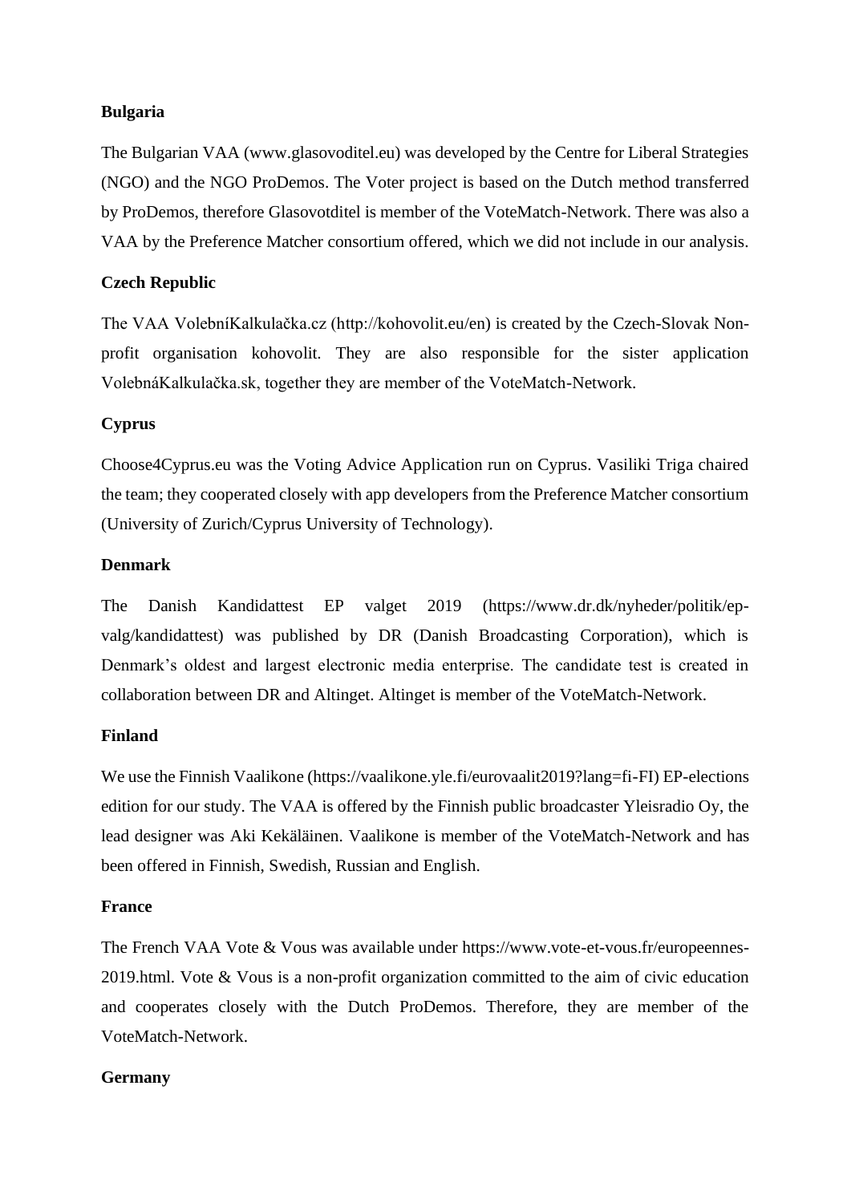**Bulgaria**

The Bulgarian VAA (www.glasovoditel.eu) was developed by the Centre for Liberal Strategies (NGO) and the NGO ProDemos. The Voter project is based on the Dutch method transferred by ProDemos, therefore Glasovotditel is member of the VoteMatch-Network. There was also a VAA by the Preference Matcher consortium offered, which we did not include in our analysis.

**Czech Republic**

The VAA VolebníKalkulačka.cz (http://kohovolit.eu/en) is created by the Czech-Slovak Non-profit organisation kohovolit. They are also responsible for the sister application VolebnáKalkulačka.sk, together they are member of the VoteMatch-Network.

**Cyprus**

Choose4Cyprus.eu was the Voting Advice Application run on Cyprus. Vasiliki Triga chaired the team; they cooperated closely with app developers from the Preference Matcher consortium (University of Zurich/Cyprus University of Technology).

**Denmark**

The Danish Kandidattest EP valget 2019 (https://www.dr.dk/nyheder/politik/ep-valg/kandidattest) was published by DR (Danish Broadcasting Corporation), which is Denmark's oldest and largest electronic media enterprise. The candidate test is created in collaboration between DR and Altinget. Altinget is member of the VoteMatch-Network.

**Finland**

We use the Finnish Vaalikone (https://vaalikone.yle.fi/eurovaalit2019?lang=fi-FI) EP-elections edition for our study. The VAA is offered by the Finnish public broadcaster Yleisradio Oy, the lead designer was Aki Kekäläinen. Vaalikone is member of the VoteMatch-Network and has been offered in Finnish, Swedish, Russian and English.

**France**

The French VAA Vote & Vous was available under https://www.vote-et-vous.fr/europeennes-2019.html. Vote & Vous is a non-profit organization committed to the aim of civic education and cooperates closely with the Dutch ProDemos. Therefore, they are member of the VoteMatch-Network.

**Germany**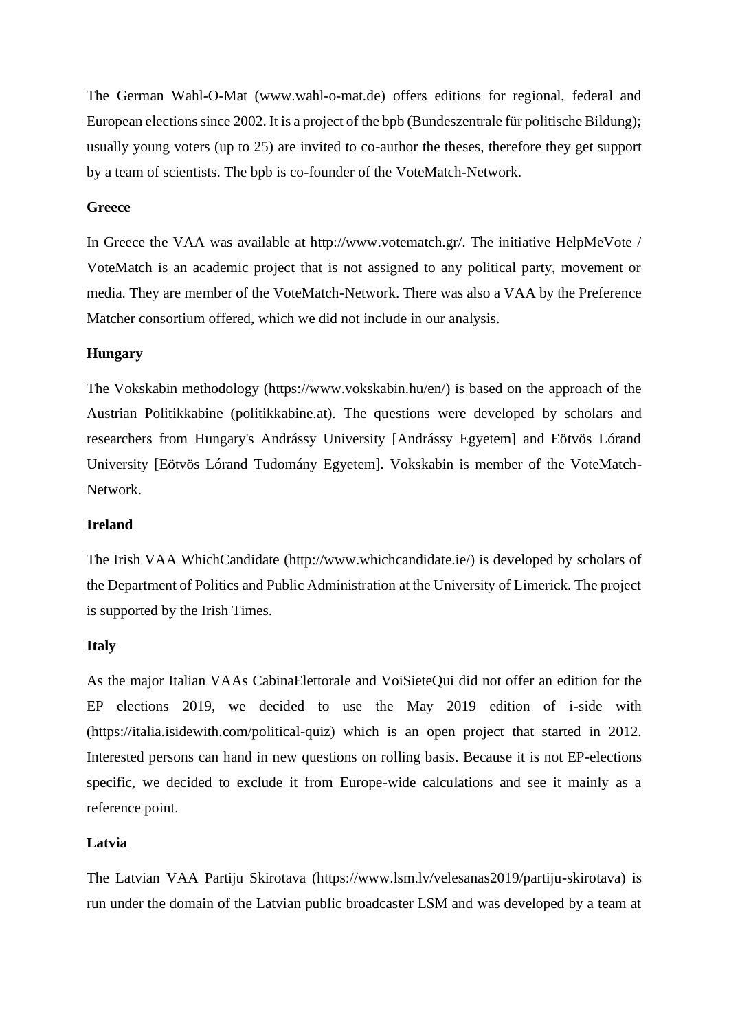The German Wahl-O-Mat (www.wahl-o-mat.de) offers editions for regional, federal and European elections since 2002. It is a project of the bpb (Bundeszentrale für politische Bildung); usually young voters (up to 25) are invited to co-author the theses, therefore they get support by a team of scientists. The bpb is co-founder of the VoteMatch-Network.

**Greece**

In Greece the VAA was available at http://www.votematch.gr/. The initiative HelpMeVote / VoteMatch is an academic project that is not assigned to any political party, movement or media. They are member of the VoteMatch-Network. There was also a VAA by the Preference Matcher consortium offered, which we did not include in our analysis.

**Hungary**

The Vokskabin methodology (https://www.vokskabin.hu/en/) is based on the approach of the Austrian Politikkabine (politikkabine.at). The questions were developed by scholars and researchers from Hungary's Andrássy University [Andrássy Egyetem] and Eötvös Lórand University [Eötvös Lórand Tudomány Egyetem]. Vokskabin is member of the VoteMatch-Network.

**Ireland**

The Irish VAA WhichCandidate (http://www.whichcandidate.ie/) is developed by scholars of the Department of Politics and Public Administration at the University of Limerick. The project is supported by the Irish Times.

**Italy**

As the major Italian VAAs CabinaElettorale and VoiSieteQui did not offer an edition for the EP elections 2019, we decided to use the May 2019 edition of i-side with (https://italia.isidewith.com/political-quiz) which is an open project that started in 2012. Interested persons can hand in new questions on rolling basis. Because it is not EP-elections specific, we decided to exclude it from Europe-wide calculations and see it mainly as a reference point.

**Latvia**

The Latvian VAA Partiju Skirotava (https://www.lsm.lv/velesanas2019/partiju-skirotava) is run under the domain of the Latvian public broadcaster LSM and was developed by a team at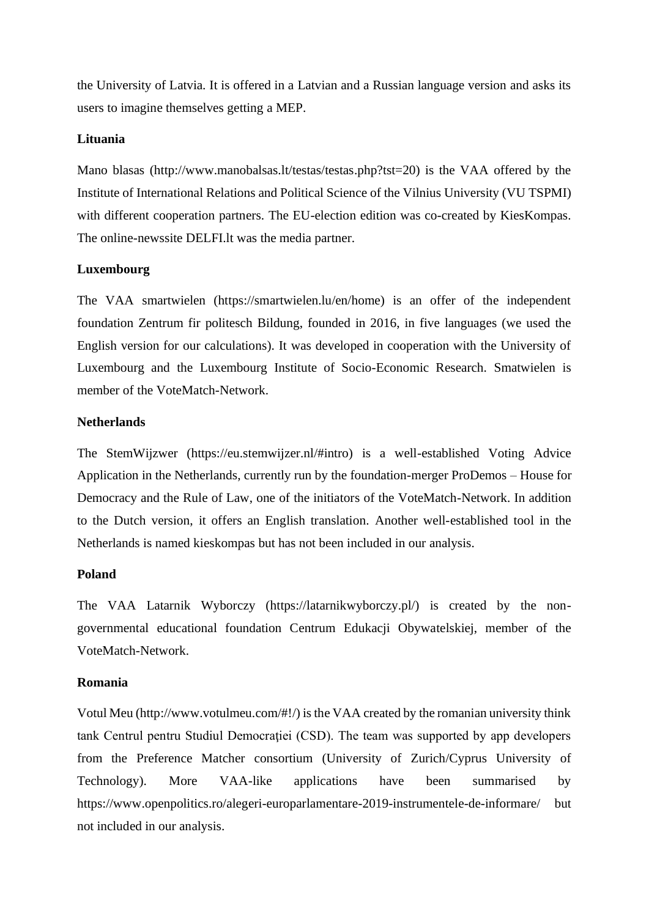the University of Latvia. It is offered in a Latvian and a Russian language version and asks its users to imagine themselves getting a MEP.

**Lituania**

Mano blasas (http://www.manobalsas.lt/testas/testas.php?tst=20) is the VAA offered by the Institute of International Relations and Political Science of the Vilnius University (VU TSPMI) with different cooperation partners. The EU-election edition was co-created by KiesKompas. The online-newssite DELFI.lt was the media partner.

**Luxembourg**

The VAA smartwielen (https://smartwielen.lu/en/home) is an offer of the independent foundation Zentrum fir politesch Bildung, founded in 2016, in five languages (we used the English version for our calculations). It was developed in cooperation with the University of Luxembourg and the Luxembourg Institute of Socio-Economic Research. Smatwielen is member of the VoteMatch-Network.

**Netherlands**

The StemWijzwer (https://eu.stemwijzer.nl/#intro) is a well-established Voting Advice Application in the Netherlands, currently run by the foundation-merger ProDemos – House for Democracy and the Rule of Law, one of the initiators of the VoteMatch-Network. In addition to the Dutch version, it offers an English translation. Another well-established tool in the Netherlands is named kieskompas but has not been included in our analysis.

**Poland**

The VAA Latarnik Wyborczy (https://latarnikwyborczy.pl/) is created by the non-governmental educational foundation Centrum Edukacji Obywatelskiej, member of the VoteMatch-Network.

**Romania**

Votul Meu (http://www.votulmeu.com/#!/) is the VAA created by the romanian university think tank Centrul pentru Studiul Democrației (CSD). The team was supported by app developers from the Preference Matcher consortium (University of Zurich/Cyprus University of Technology). More VAA-like applications have been summarised by https://www.openpolitics.ro/alegeri-europarlamentare-2019-instrumentele-de-informare/ but not included in our analysis.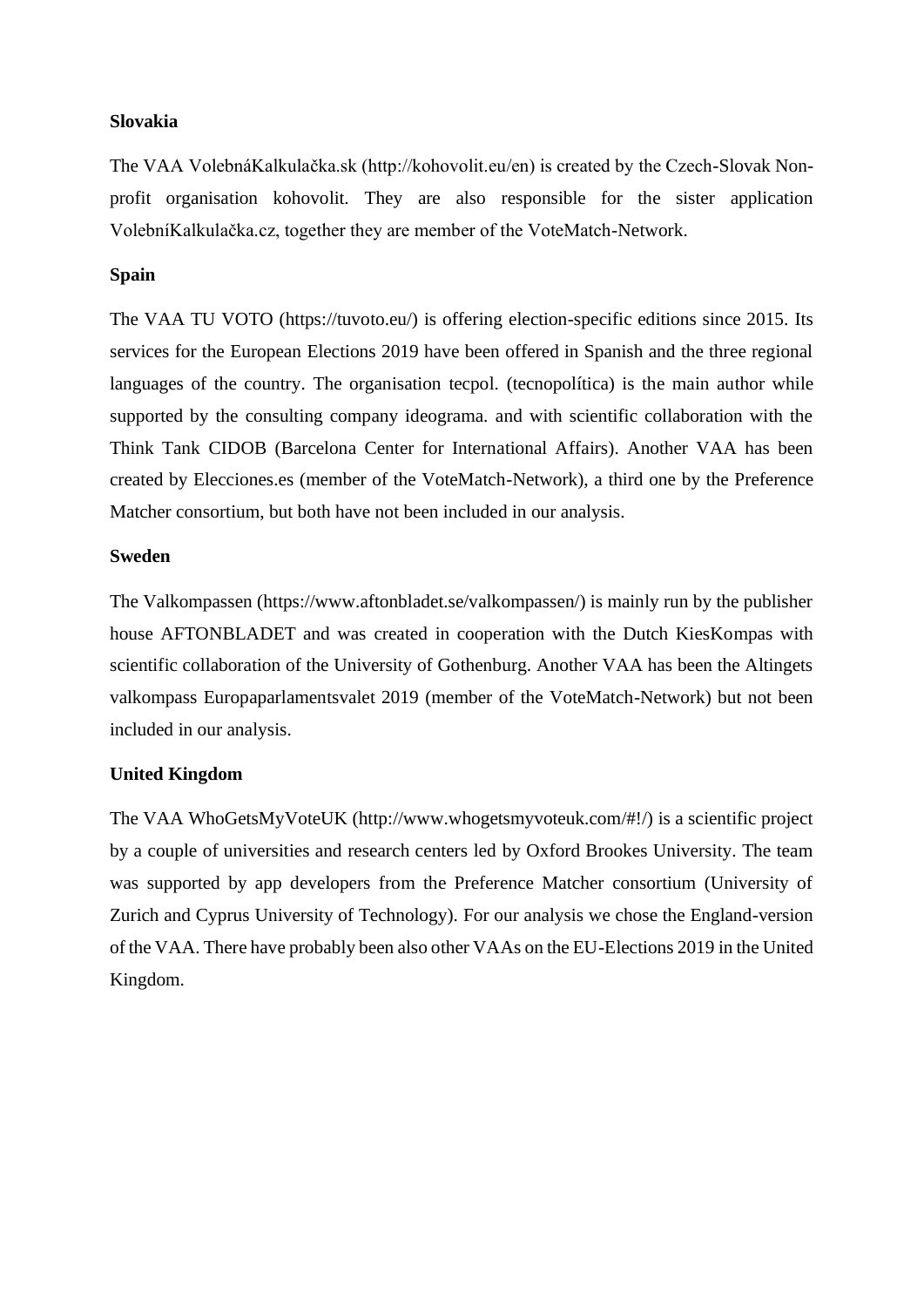**Slovakia**

The VAA VolebnáKalkulačka.sk (http://kohovolit.eu/en) is created by the Czech-Slovak Non-profit organisation kohovolit. They are also responsible for the sister application VolebníKalkulačka.cz, together they are member of the VoteMatch-Network.

**Spain**

The VAA TU VOTO (https://tuvoto.eu/) is offering election-specific editions since 2015. Its services for the European Elections 2019 have been offered in Spanish and the three regional languages of the country. The organisation tecpol. (tecnopolítica) is the main author while supported by the consulting company ideograma. and with scientific collaboration with the Think Tank CIDOB (Barcelona Center for International Affairs). Another VAA has been created by Elecciones.es (member of the VoteMatch-Network), a third one by the Preference Matcher consortium, but both have not been included in our analysis.

**Sweden**

The Valkompassen (https://www.aftonbladet.se/valkompassen/) is mainly run by the publisher house AFTONBLADET and was created in cooperation with the Dutch KiesKompas with scientific collaboration of the University of Gothenburg. Another VAA has been the Altingets valkompass Europaparlamentsvalet 2019 (member of the VoteMatch-Network) but not been included in our analysis.

**United Kingdom**

The VAA WhoGetsMyVoteUK (http://www.whogetsmyvoteuk.com/#!/) is a scientific project by a couple of universities and research centers led by Oxford Brookes University. The team was supported by app developers from the Preference Matcher consortium (University of Zurich and Cyprus University of Technology). For our analysis we chose the England-version of the VAA. There have probably been also other VAAs on the EU-Elections 2019 in the United Kingdom.